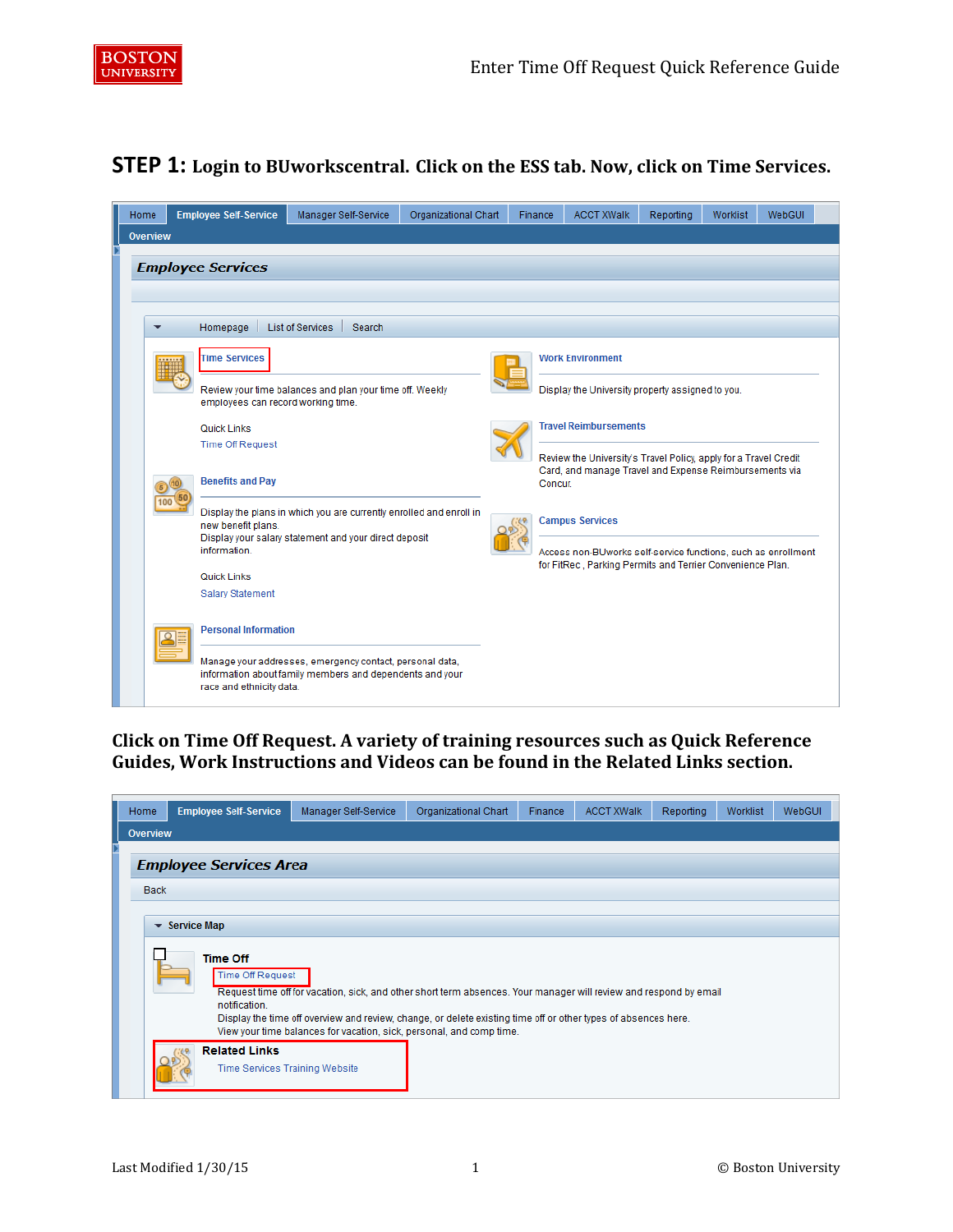# STEP 1: Login to BUworkscentral. Click on the ESS tab. Now, click on Time Services.

Home | Employee Self-Service | Manager Self-Service | Organizational Chart | Finance | ACCT XWalk | Reporting | Worklist | WebGUI

Overview

***Employee Services***

Homepage | List of Services | Search

**Time Services**

Review your time balances and plan your time off. Weekly employees can record working time.

Quick Links

Time Off Request

**Benefits and Pay**

Display the plans in which you are currently enrolled and enroll in new benefit plans.
Display your salary statement and your direct deposit information.

Quick Links

Salary Statement

**Personal Information**

Manage your addresses, emergency contact, personal data, information about family members and dependents and your race and ethnicity data.

**Work Environment**

Display the University property assigned to you.

**Travel Reimbursements**

Review the University's Travel Policy, apply for a Travel Credit Card, and manage Travel and Expense Reimbursements via Concur.

**Campus Services**

Access non-BUworks self-service functions, such as enrollment for FitRec, Parking Permits and Terrier Convenience Plan.

## Click on Time Off Request. A variety of training resources such as Quick Reference Guides, Work Instructions and Videos can be found in the Related Links section.

Home | Employee Self-Service | Manager Self-Service | Organizational Chart | Finance | ACCT XWalk | Reporting | Worklist | WebGUI

Overview

***Employee Services Area***

Back

**Service Map**

**Time Off**

Time Off Request

Request time off for vacation, sick, and other short term absences. Your manager will review and respond by email notification.
Display the time off overview and review, change, or delete existing time off or other types of absences here.
View your time balances for vacation, sick, personal, and comp time.

**Related Links**

Time Services Training Website

Last Modified 1/30/15 © Boston University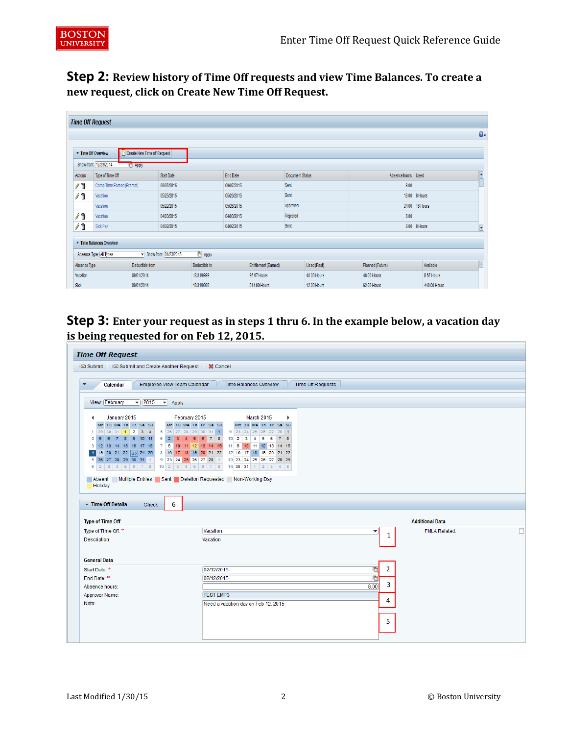**Step 2:** **Review history of Time Off requests and view Time Balances. To create a new request, click on Create New Time Off Request.**

Time Off Request

Time Off Overview | Create New Time off Request

Show from: 12/23/2014 Apply

| Actions | Type of Time Off | Start Date | End Date | Document Status | Absence hours | Used |
|---|---|---|---|---|---|---|
| | Comp Time Earned (Exempt) | 09/07/2015 | 09/07/2015 | Sent | 8.00 | |
| | Vacation | 05/25/2015 | 05/26/2015 | Sent | 16.00 | 8 Hours |
| | Vacation | 05/22/2015 | 05/26/2015 | Approved | 24.00 | 16 Hours |
| | Vacation | 04/03/2015 | 04/03/2015 | Rejected | 8.00 | |
| | Sick Pay | 04/02/2015 | 04/02/2015 | Sent | 8.00 | 8 Hours |

Time Balances Overview

Absence Type: All Types Show from: 01/23/2015 Apply

| Absence Type | Deductible from | Deductible to | Entitlement (Earned) | Used (Past) | Planned (Future) | Available |
|---|---|---|---|---|---|---|
| Vacation | 09/01/2014 | 12/31/9999 | 96.67 Hours | 40.00 Hours | 48.00 Hours | 8.67 Hours |
| Sick | 09/01/2014 | 12/31/9999 | 514.00 Hours | 12.00 Hours | 62.00 Hours | 440.00 Hours |

**Step 3:** **Enter your request as in steps 1 thru 6. In the example below, a vacation day is being requested for on Feb 12, 2015.**

Time Off Request

Submit | Submit and Create Another Request | Cancel

Calendar | Employee View Team Calendar | Time Balances Overview | Time Off Requests

View: February 2015 Apply

January 2015 | February 2015 | March 2015

Absent | Multiple Entries | Sent | Deletion Requested | Non-Working Day | Holiday

Time Off Details | Check (6)

**Type of Time Off**

- Type of Time Off: * Vacation (1)
- Description: Vacation

**General Data**

- Start Date: * 02/12/2015 (2)
- End Date: * 02/12/2015
- Absence hours: 8.00 (3)
- Approver Name: TEST EMP3 (4)
- Note: Need a vacation day on Feb 12, 2015 (5)

**Additional Data**

- FMLA Related: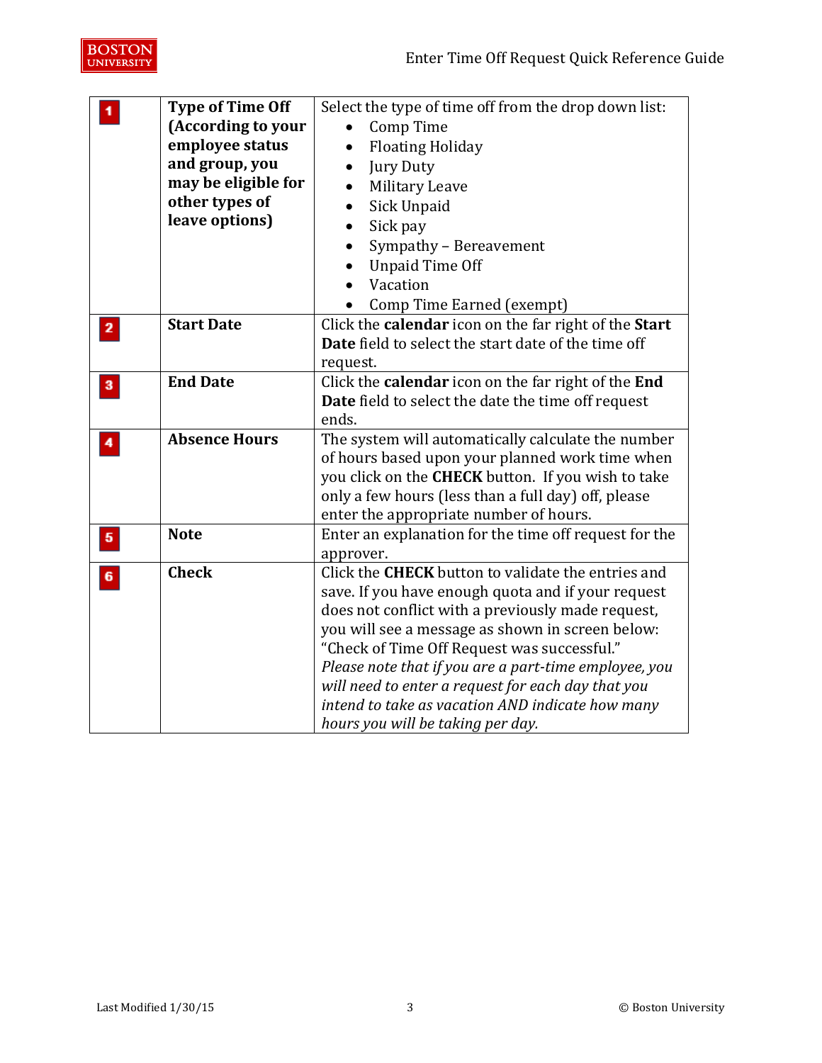| | | |
|---|---|---|
| 1 | **Type of Time Off (According to your employee status and group, you may be eligible for other types of leave options)** | Select the type of time off from the drop down list:<br>• Comp Time<br>• Floating Holiday<br>• Jury Duty<br>• Military Leave<br>• Sick Unpaid<br>• Sick pay<br>• Sympathy – Bereavement<br>• Unpaid Time Off<br>• Vacation<br>• Comp Time Earned (exempt) |
| 2 | **Start Date** | Click the **calendar** icon on the far right of the **Start Date** field to select the start date of the time off request. |
| 3 | **End Date** | Click the **calendar** icon on the far right of the **End Date** field to select the date the time off request ends. |
| 4 | **Absence Hours** | The system will automatically calculate the number of hours based upon your planned work time when you click on the **CHECK** button. If you wish to take only a few hours (less than a full day) off, please enter the appropriate number of hours. |
| 5 | **Note** | Enter an explanation for the time off request for the approver. |
| 6 | **Check** | Click the **CHECK** button to validate the entries and save. If you have enough quota and if your request does not conflict with a previously made request, you will see a message as shown in screen below: "Check of Time Off Request was successful."<br>*Please note that if you are a part-time employee, you will need to enter a request for each day that you intend to take as vacation AND indicate how many hours you will be taking per day.* |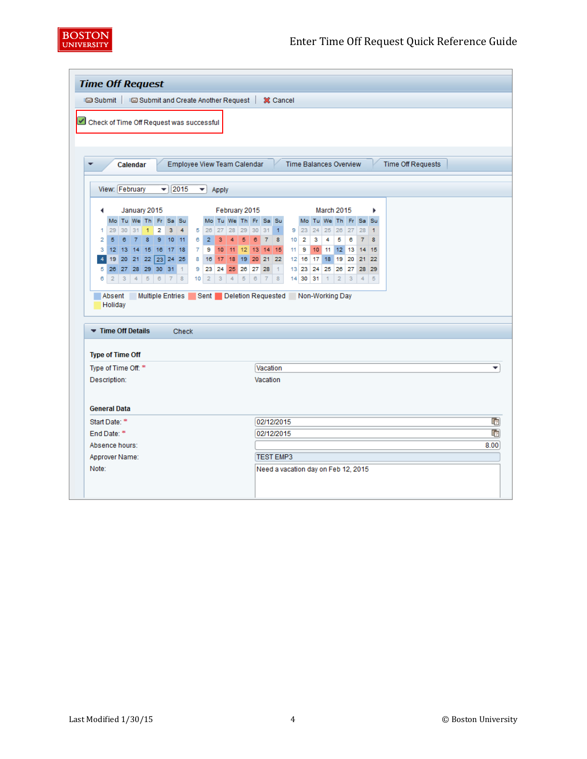## Time Off Request

Submit | Submit and Create Another Request | Cancel

Check of Time Off Request was successful

Calendar | Employee View Team Calendar | Time Balances Overview | Time Off Requests

View: February 2015 Apply

Absent | Multiple Entries | Sent | Deletion Requested | Non-Working Day | Holiday

### Time Off Details

Check

**Type of Time Off**

| | |
|---|---|
| Type of Time Off: * | Vacation |
| Description: | Vacation |

**General Data**

| | |
|---|---|
| Start Date: * | 02/12/2015 |
| End Date: * | 02/12/2015 |
| Absence hours: | 8.00 |
| Approver Name: | TEST EMP3 |
| Note: | Need a vacation day on Feb 12, 2015 |

Last Modified 1/30/15

© Boston University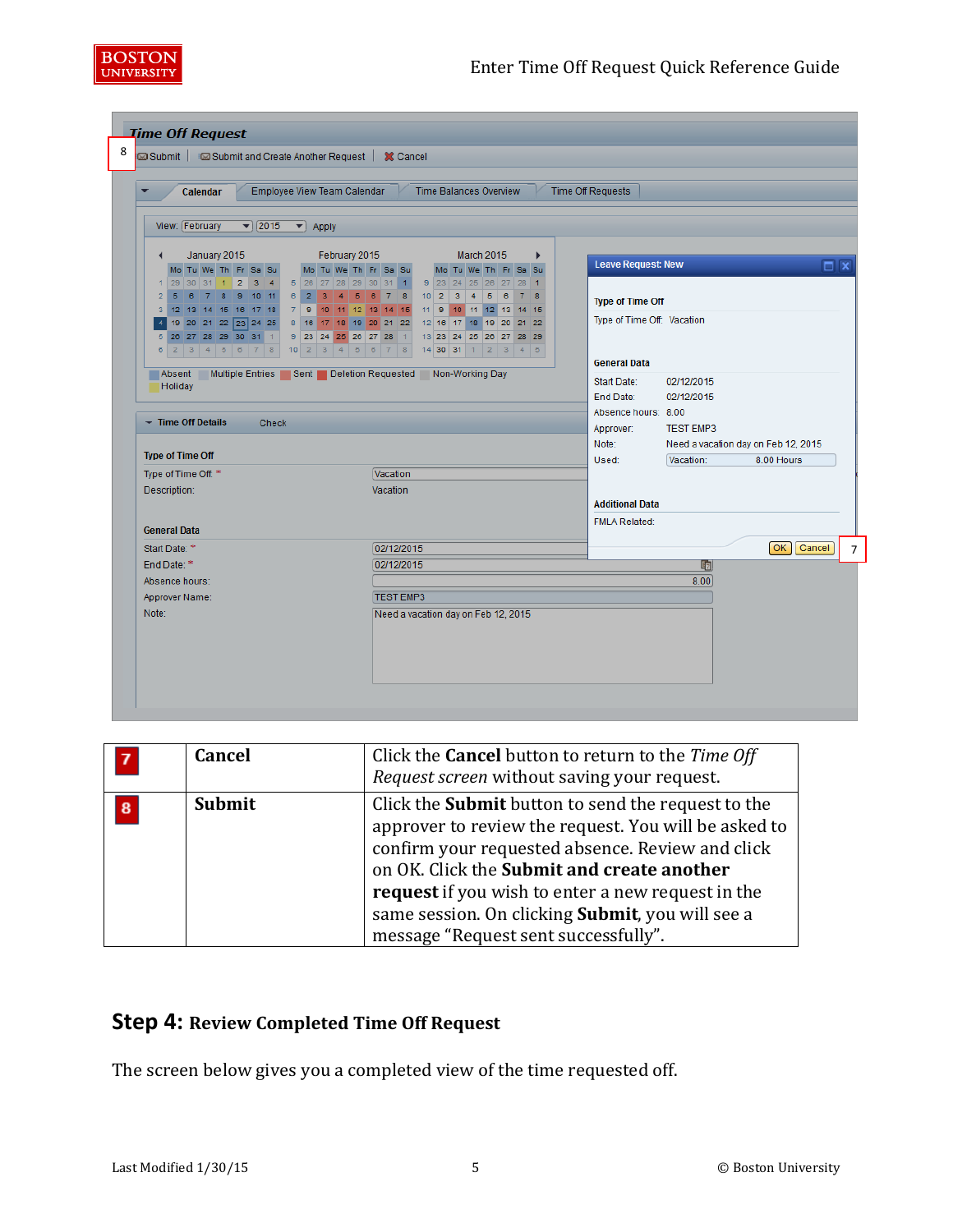| | | |
|---|---|---|
| 7 | **Cancel** | Click the **Cancel** button to return to the *Time Off Request screen* without saving your request. |
| 8 | **Submit** | Click the **Submit** button to send the request to the approver to review the request. You will be asked to confirm your requested absence. Review and click on OK. Click the **Submit and create another request** if you wish to enter a new request in the same session. On clicking **Submit**, you will see a message "Request sent successfully". |

## Step 4: Review Completed Time Off Request

The screen below gives you a completed view of the time requested off.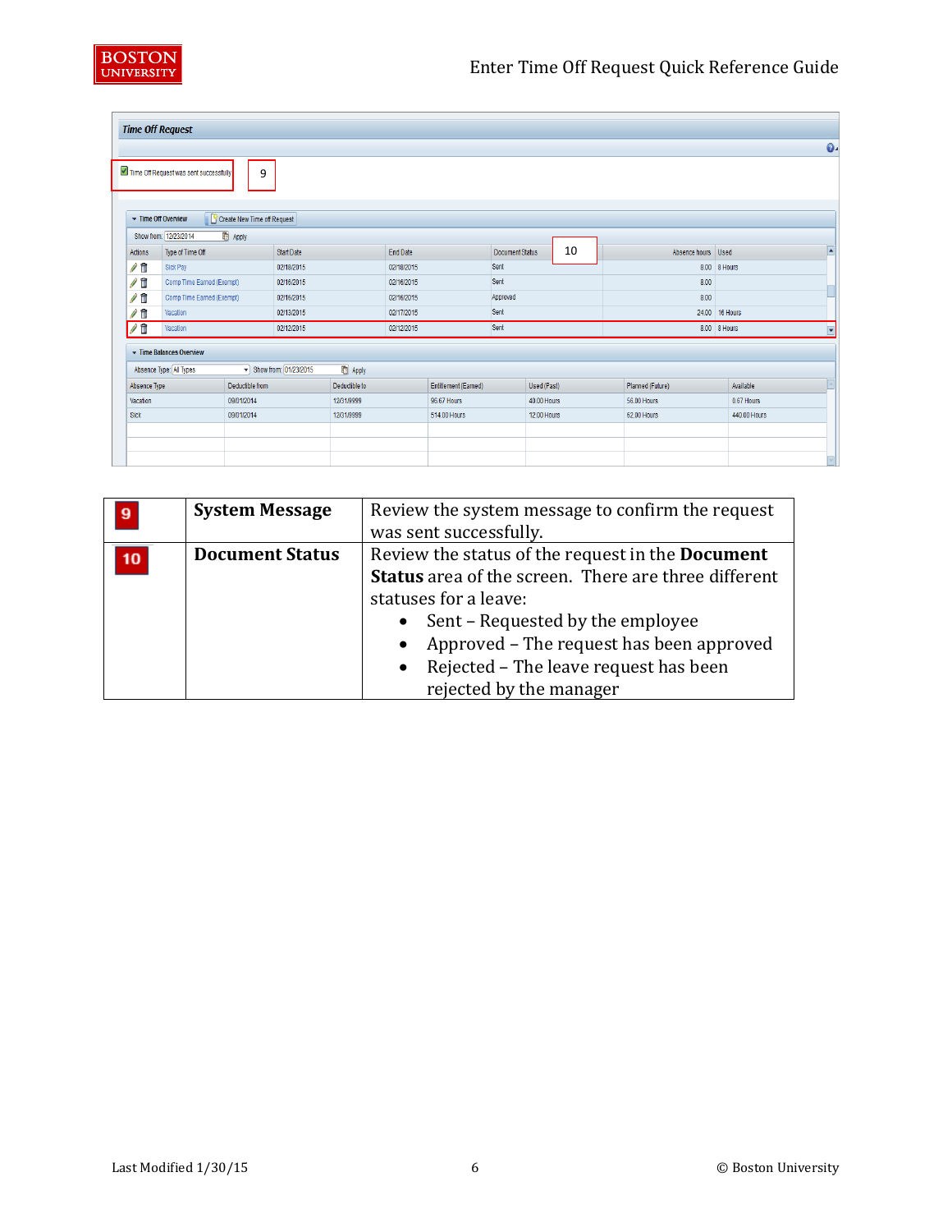**Time Off Request**

Time Off Request was sent successfully

9

Time Off Overview | Create New Time off Request

Show from: 12/23/2014 Apply

| Actions | Type of Time Off | Start Date | End Date | Document Status | Absence hours | Used |
|---|---|---|---|---|---|---|
| | Sick Pay | 02/18/2015 | 02/18/2015 | Sent | 8.00 | 8 Hours |
| | Comp Time Earned (Exempt) | 02/16/2015 | 02/16/2015 | Sent | 8.00 | |
| | Comp Time Earned (Exempt) | 02/16/2015 | 02/16/2015 | Approved | 8.00 | |
| | Vacation | 02/13/2015 | 02/17/2015 | Sent | 24.00 | 16 Hours |
| | Vacation | 02/12/2015 | 02/12/2015 | Sent | 8.00 | 8 Hours |

10

Time Balances Overview

Absence Type: All Types Show from: 01/23/2015 Apply

| Absence Type | Deductible from | Deductible to | Entitlement (Earned) | Used (Past) | Planned (Future) | Available |
|---|---|---|---|---|---|---|
| Vacation | 09/01/2014 | 12/31/9999 | 96.67 Hours | 40.00 Hours | 56.00 Hours | 0.67 Hours |
| Sick | 09/01/2014 | 12/31/9999 | 514.00 Hours | 12.00 Hours | 62.00 Hours | 440.00 Hours |

| | | |
|---|---|---|
| 9 | **System Message** | Review the system message to confirm the request was sent successfully. |
| 10 | **Document Status** | Review the status of the request in the **Document Status** area of the screen. There are three different statuses for a leave:<br>• Sent – Requested by the employee<br>• Approved – The request has been approved<br>• Rejected – The leave request has been rejected by the manager |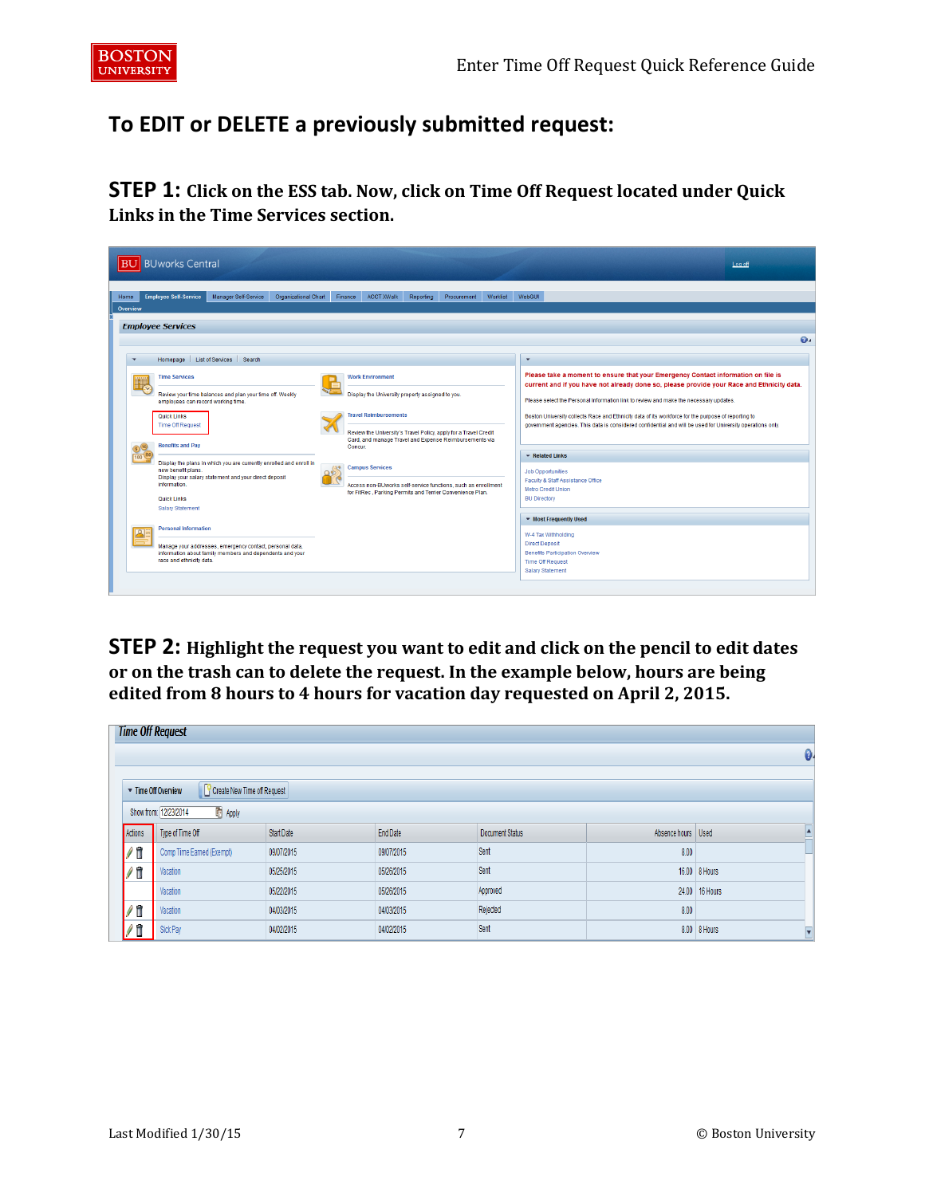# To EDIT or DELETE a previously submitted request:

**STEP 1: Click on the ESS tab. Now, click on Time Off Request located under Quick Links in the Time Services section.**

**STEP 2: Highlight the request you want to edit and click on the pencil to edit dates or on the trash can to delete the request. In the example below, hours are being edited from 8 hours to 4 hours for vacation day requested on April 2, 2015.**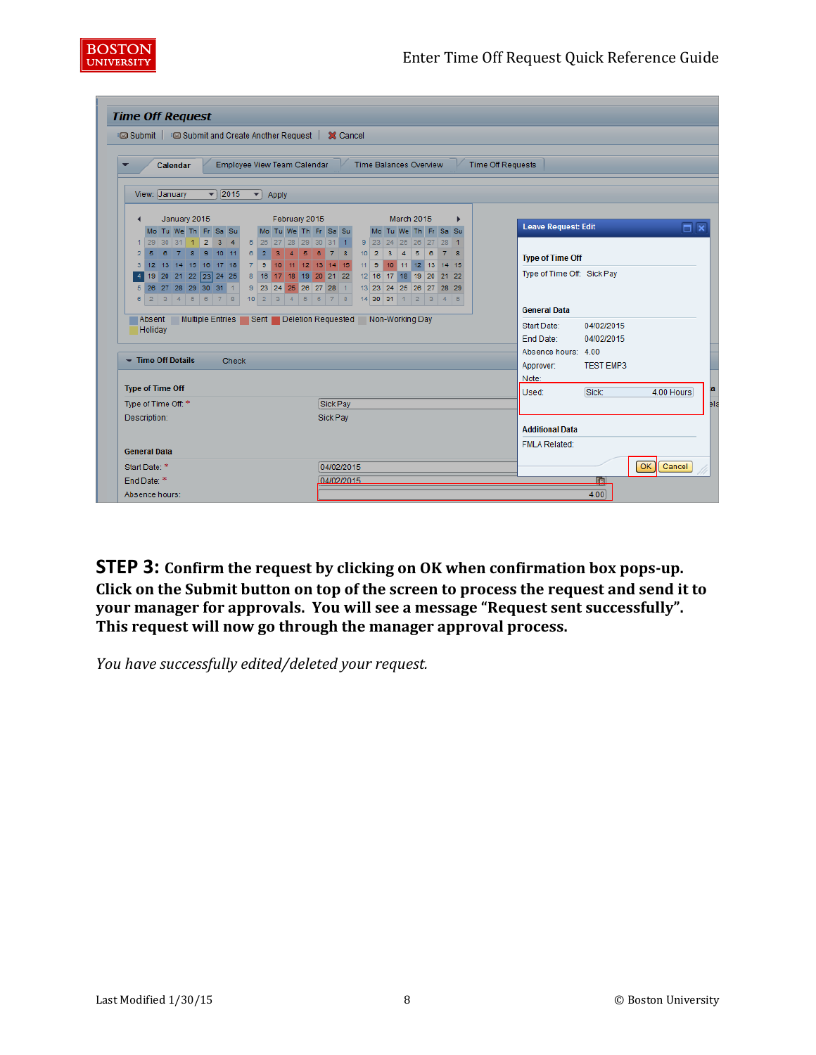**STEP 3: Confirm the request by clicking on OK when confirmation box pops-up. Click on the Submit button on top of the screen to process the request and send it to your manager for approvals. You will see a message "Request sent successfully". This request will now go through the manager approval process.**

*You have successfully edited/deleted your request.*